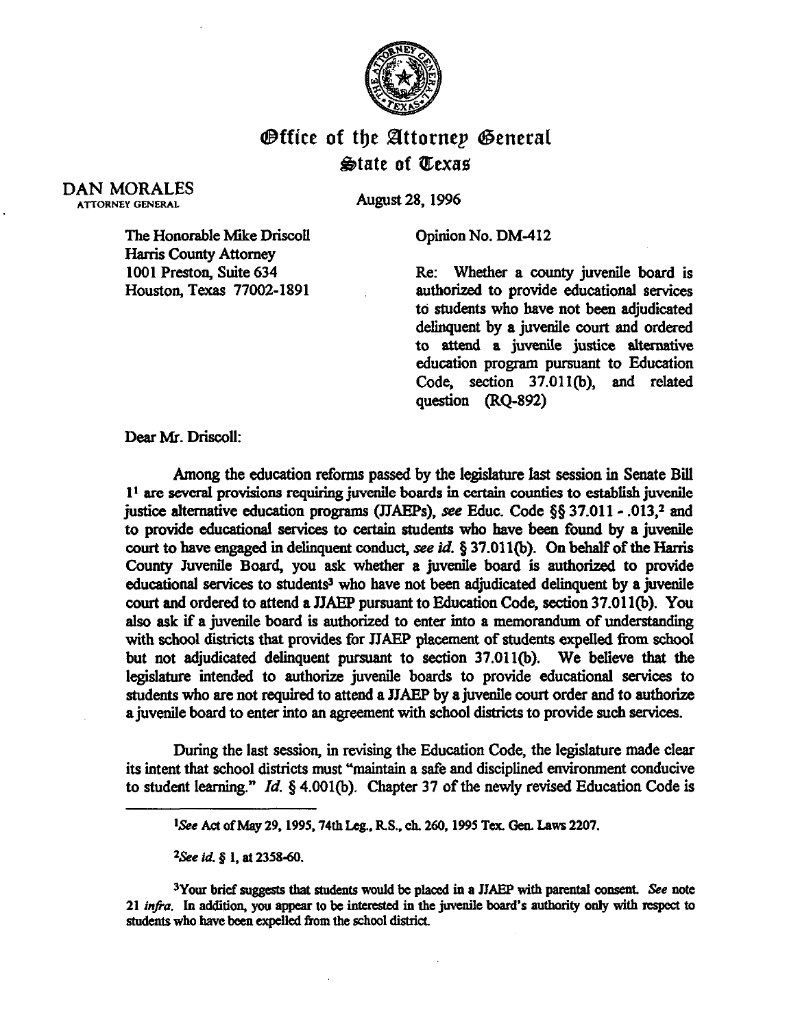# Office of the Attorney General
## State of Texas

DAN MORALES
ATTORNEY GENERAL

August 28, 1996

The Honorable Mike Driscoll
Harris County Attorney
1001 Preston, Suite 634
Houston, Texas 77002-1891

Opinion No. DM-412

Re: Whether a county juvenile board is authorized to provide educational services to students who have not been adjudicated delinquent by a juvenile court and ordered to attend a juvenile justice alternative education program pursuant to Education Code, section 37.011(b), and related question (RQ-892)

Dear Mr. Driscoll:

Among the education reforms passed by the legislature last session in Senate Bill 1[1] are several provisions requiring juvenile boards in certain counties to establish juvenile justice alternative education programs (JJAEPs), *see* Educ. Code §§ 37.011 - .013,[2] and to provide educational services to certain students who have been found by a juvenile court to have engaged in delinquent conduct, *see id.* § 37.011(b). On behalf of the Harris County Juvenile Board, you ask whether a juvenile board is authorized to provide educational services to students[3] who have not been adjudicated delinquent by a juvenile court and ordered to attend a JJAEP pursuant to Education Code, section 37.011(b). You also ask if a juvenile board is authorized to enter into a memorandum of understanding with school districts that provides for JJAEP placement of students expelled from school but not adjudicated delinquent pursuant to section 37.011(b). We believe that the legislature intended to authorize juvenile boards to provide educational services to students who are not required to attend a JJAEP by a juvenile court order and to authorize a juvenile board to enter into an agreement with school districts to provide such services.

During the last session, in revising the Education Code, the legislature made clear its intent that school districts must "maintain a safe and disciplined environment conducive to student learning." *Id.* § 4.001(b). Chapter 37 of the newly revised Education Code is

---

[1]*See* Act of May 29, 1995, 74th Leg., R.S., ch. 260, 1995 Tex. Gen. Laws 2207.

[2]*See id.* § 1, at 2358-60.

[3]Your brief suggests that students would be placed in a JJAEP with parental consent. *See* note 21 *infra*. In addition, you appear to be interested in the juvenile board's authority only with respect to students who have been expelled from the school district.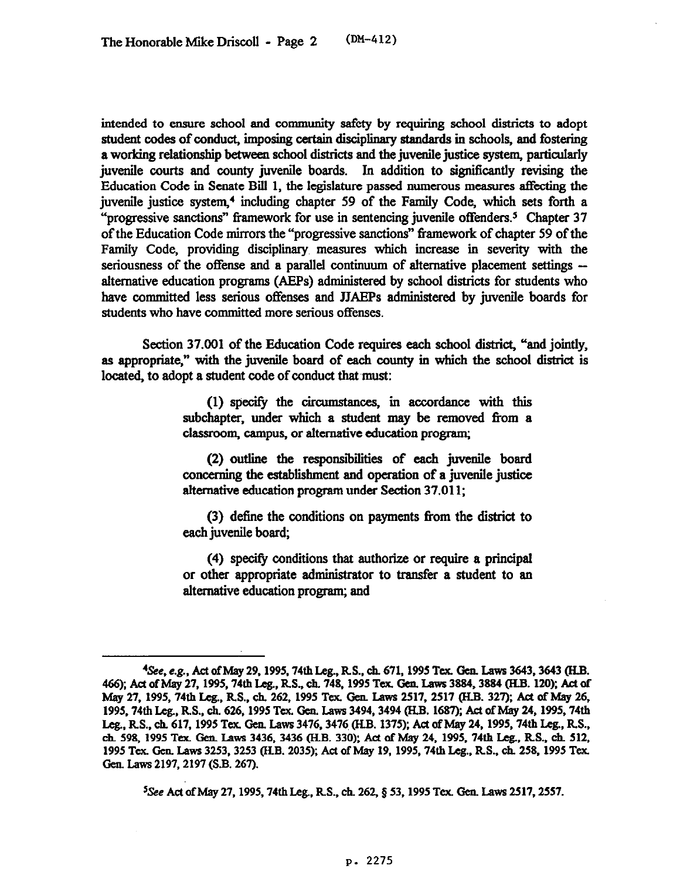intended to ensure school and community safety by requiring school districts to adopt student codes of conduct, imposing certain disciplinary standards in schools, and fostering a working relationship between school districts and the juvenile justice system, particularly juvenile courts and county juvenile boards. In addition to significantly revising the Education Code in Senate Bill 1, the legislature passed numerous measures affecting the juvenile justice system,[4] including chapter 59 of the Family Code, which sets forth a "progressive sanctions" framework for use in sentencing juvenile offenders.[5] Chapter 37 of the Education Code mirrors the "progressive sanctions" framework of chapter 59 of the Family Code, providing disciplinary measures which increase in severity with the seriousness of the offense and a parallel continuum of alternative placement settings -- alternative education programs (AEPs) administered by school districts for students who have committed less serious offenses and JJAEPs administered by juvenile boards for students who have committed more serious offenses.

Section 37.001 of the Education Code requires each school district, "and jointly, as appropriate," with the juvenile board of each county in which the school district is located, to adopt a student code of conduct that must:

> (1) specify the circumstances, in accordance with this subchapter, under which a student may be removed from a classroom, campus, or alternative education program;
>
> (2) outline the responsibilities of each juvenile board concerning the establishment and operation of a juvenile justice alternative education program under Section 37.011;
>
> (3) define the conditions on payments from the district to each juvenile board;
>
> (4) specify conditions that authorize or require a principal or other appropriate administrator to transfer a student to an alternative education program; and

---

[4] *See, e.g.*, Act of May 29, 1995, 74th Leg., R.S., ch. 671, 1995 Tex. Gen. Laws 3643, 3643 (H.B. 466); Act of May 27, 1995, 74th Leg., R.S., ch. 748, 1995 Tex. Gen. Laws 3884, 3884 (H.B. 120); Act of May 27, 1995, 74th Leg., R.S., ch. 262, 1995 Tex. Gen. Laws 2517, 2517 (H.B. 327); Act of May 26, 1995, 74th Leg., R.S., ch. 626, 1995 Tex. Gen. Laws 3494, 3494 (H.B. 1687); Act of May 24, 1995, 74th Leg., R.S., ch. 617, 1995 Tex. Gen. Laws 3476, 3476 (H.B. 1375); Act of May 24, 1995, 74th Leg., R.S., ch. 598, 1995 Tex. Gen. Laws 3436, 3436 (H.B. 330); Act of May 24, 1995, 74th Leg., R.S., ch. 512, 1995 Tex. Gen. Laws 3253, 3253 (H.B. 2035); Act of May 19, 1995, 74th Leg., R.S., ch. 258, 1995 Tex. Gen. Laws 2197, 2197 (S.B. 267).

[5] *See* Act of May 27, 1995, 74th Leg., R.S., ch. 262, § 53, 1995 Tex. Gen. Laws 2517, 2557.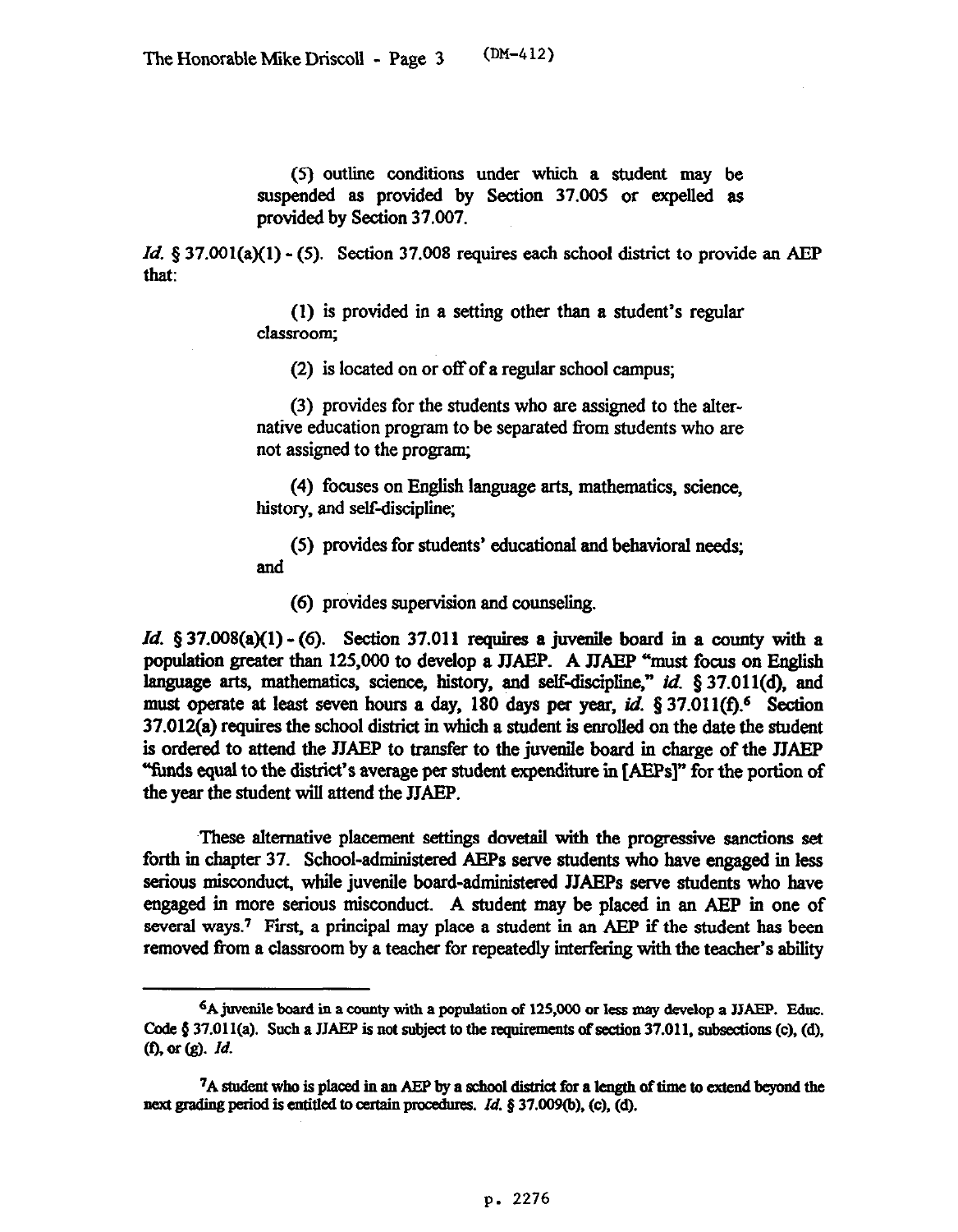(5) outline conditions under which a student may be suspended as provided by Section 37.005 or expelled as provided by Section 37.007.

*Id.* § 37.001(a)(1) - (5). Section 37.008 requires each school district to provide an AEP that:

> (1) is provided in a setting other than a student's regular classroom;
>
> (2) is located on or off of a regular school campus;
>
> (3) provides for the students who are assigned to the alternative education program to be separated from students who are not assigned to the program;
>
> (4) focuses on English language arts, mathematics, science, history, and self-discipline;
>
> (5) provides for students' educational and behavioral needs; and
>
> (6) provides supervision and counseling.

*Id.* § 37.008(a)(1) - (6). Section 37.011 requires a juvenile board in a county with a population greater than 125,000 to develop a JJAEP. A JJAEP "must focus on English language arts, mathematics, science, history, and self-discipline," *id.* § 37.011(d), and must operate at least seven hours a day, 180 days per year, *id.* § 37.011(f).[6] Section 37.012(a) requires the school district in which a student is enrolled on the date the student is ordered to attend the JJAEP to transfer to the juvenile board in charge of the JJAEP "funds equal to the district's average per student expenditure in [AEPs]" for the portion of the year the student will attend the JJAEP.

These alternative placement settings dovetail with the progressive sanctions set forth in chapter 37. School-administered AEPs serve students who have engaged in less serious misconduct, while juvenile board-administered JJAEPs serve students who have engaged in more serious misconduct. A student may be placed in an AEP in one of several ways.[7] First, a principal may place a student in an AEP if the student has been removed from a classroom by a teacher for repeatedly interfering with the teacher's ability

---

[6] A juvenile board in a county with a population of 125,000 or less may develop a JJAEP. Educ. Code § 37.011(a). Such a JJAEP is not subject to the requirements of section 37.011, subsections (c), (d), (f), or (g). *Id.*

[7] A student who is placed in an AEP by a school district for a length of time to extend beyond the next grading period is entitled to certain procedures. *Id.* § 37.009(b), (c), (d).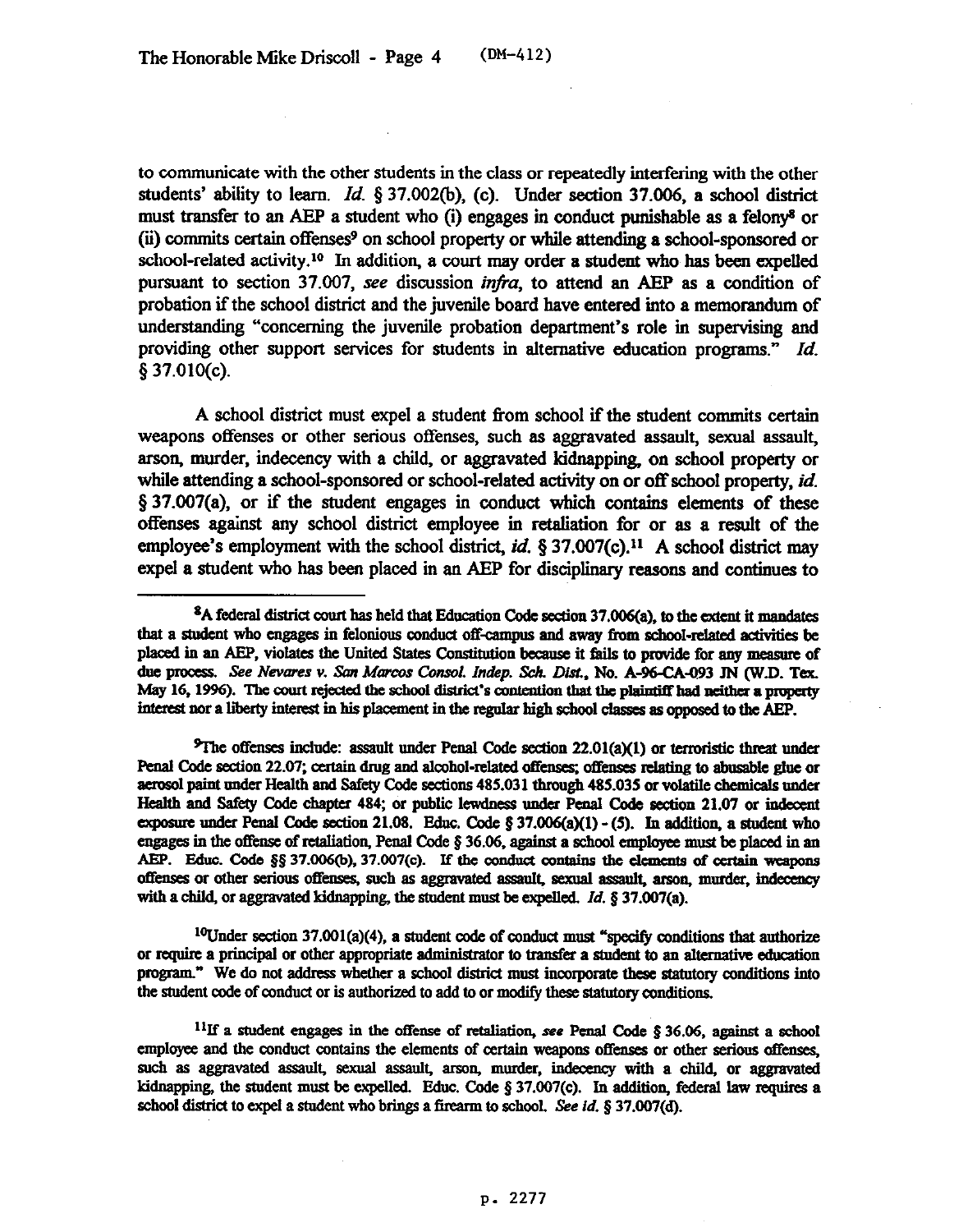to communicate with the other students in the class or repeatedly interfering with the other students' ability to learn. *Id.* § 37.002(b), (c). Under section 37.006, a school district must transfer to an AEP a student who (i) engages in conduct punishable as a felony[8] or (ii) commits certain offenses[9] on school property or while attending a school-sponsored or school-related activity.[10] In addition, a court may order a student who has been expelled pursuant to section 37.007, *see* discussion *infra*, to attend an AEP as a condition of probation if the school district and the juvenile board have entered into a memorandum of understanding "concerning the juvenile probation department's role in supervising and providing other support services for students in alternative education programs." *Id.* § 37.010(c).

A school district must expel a student from school if the student commits certain weapons offenses or other serious offenses, such as aggravated assault, sexual assault, arson, murder, indecency with a child, or aggravated kidnapping, on school property or while attending a school-sponsored or school-related activity on or off school property, *id.* § 37.007(a), or if the student engages in conduct which contains elements of these offenses against any school district employee in retaliation for or as a result of the employee's employment with the school district, *id.* § 37.007(c).[11] A school district may expel a student who has been placed in an AEP for disciplinary reasons and continues to

---

[8]A federal district court has held that Education Code section 37.006(a), to the extent it mandates that a student who engages in felonious conduct off-campus and away from school-related activities be placed in an AEP, violates the United States Constitution because it fails to provide for any measure of due process. *See Nevares v. San Marcos Consol. Indep. Sch. Dist.*, No. A-96-CA-093 JN (W.D. Tex. May 16, 1996). The court rejected the school district's contention that the plaintiff had neither a property interest nor a liberty interest in his placement in the regular high school classes as opposed to the AEP.

[9]The offenses include: assault under Penal Code section 22.01(a)(1) or terroristic threat under Penal Code section 22.07; certain drug and alcohol-related offenses; offenses relating to abusable glue or aerosol paint under Health and Safety Code sections 485.031 through 485.035 or volatile chemicals under Health and Safety Code chapter 484; or public lewdness under Penal Code section 21.07 or indecent exposure under Penal Code section 21.08. Educ. Code § 37.006(a)(1) - (5). In addition, a student who engages in the offense of retaliation, Penal Code § 36.06, against a school employee must be placed in an AEP. Educ. Code §§ 37.006(b), 37.007(c). If the conduct contains the elements of certain weapons offenses or other serious offenses, such as aggravated assault, sexual assault, arson, murder, indecency with a child, or aggravated kidnapping, the student must be expelled. *Id.* § 37.007(a).

[10]Under section 37.001(a)(4), a student code of conduct must "specify conditions that authorize or require a principal or other appropriate administrator to transfer a student to an alternative education program." We do not address whether a school district must incorporate these statutory conditions into the student code of conduct or is authorized to add to or modify these statutory conditions.

[11]If a student engages in the offense of retaliation, *see* Penal Code § 36.06, against a school employee and the conduct contains the elements of certain weapons offenses or other serious offenses, such as aggravated assault, sexual assault, arson, murder, indecency with a child, or aggravated kidnapping, the student must be expelled. Educ. Code § 37.007(c). In addition, federal law requires a school district to expel a student who brings a firearm to school. *See id.* § 37.007(d).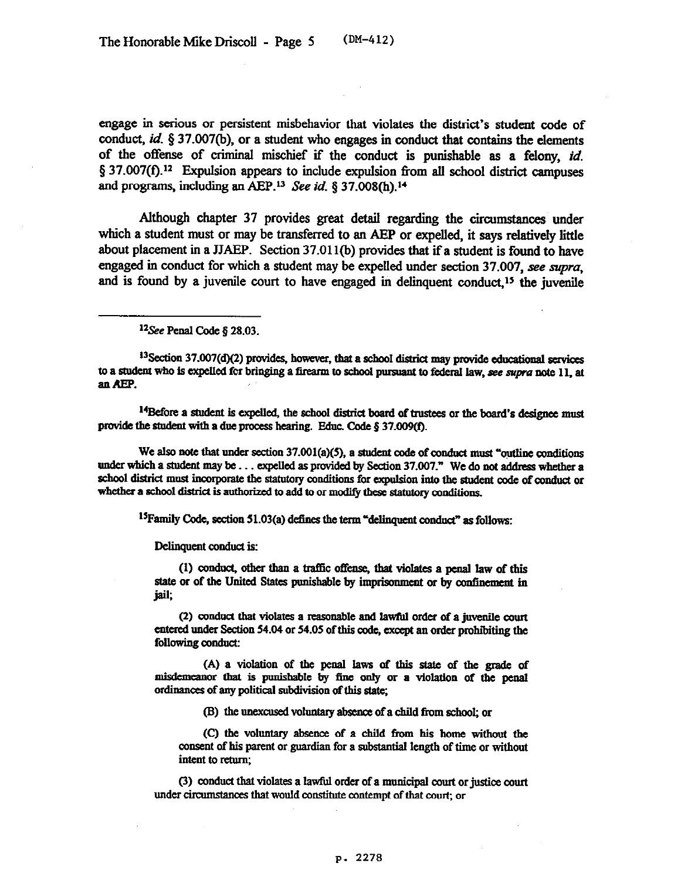engage in serious or persistent misbehavior that violates the district's student code of conduct, *id.* § 37.007(b), or a student who engages in conduct that contains the elements of the offense of criminal mischief if the conduct is punishable as a felony, *id.* § 37.007(f).[12] Expulsion appears to include expulsion from all school district campuses and programs, including an AEP.[13] *See id.* § 37.008(h).[14]

Although chapter 37 provides great detail regarding the circumstances under which a student must or may be transferred to an AEP or expelled, it says relatively little about placement in a JJAEP. Section 37.011(b) provides that if a student is found to have engaged in conduct for which a student may be expelled under section 37.007, *see supra*, and is found by a juvenile court to have engaged in delinquent conduct,[15] the juvenile

---

[12]*See* Penal Code § 28.03.

[13]Section 37.007(d)(2) provides, however, that a school district may provide educational services to a student who is expelled for bringing a firearm to school pursuant to federal law, *see supra* note 11, at an AEP.

[14]Before a student is expelled, the school district board of trustees or the board's designee must provide the student with a due process hearing. Educ. Code § 37.009(f).

We also note that under section 37.001(a)(5), a student code of conduct must "outline conditions under which a student may be . . . expelled as provided by Section 37.007." We do not address whether a school district must incorporate the statutory conditions for expulsion into the student code of conduct or whether a school district is authorized to add to or modify these statutory conditions.

[15]Family Code, section 51.03(a) defines the term "delinquent conduct" as follows:

> Delinquent conduct is:
>
> (1) conduct, other than a traffic offense, that violates a penal law of this state or of the United States punishable by imprisonment or by confinement in jail;
>
> (2) conduct that violates a reasonable and lawful order of a juvenile court entered under Section 54.04 or 54.05 of this code, except an order prohibiting the following conduct:
>
>> (A) a violation of the penal laws of this state of the grade of misdemeanor that is punishable by fine only or a violation of the penal ordinances of any political subdivision of this state;
>>
>> (B) the unexcused voluntary absence of a child from school; or
>>
>> (C) the voluntary absence of a child from his home without the consent of his parent or guardian for a substantial length of time or without intent to return;
>
> (3) conduct that violates a lawful order of a municipal court or justice court under circumstances that would constitute contempt of that court; or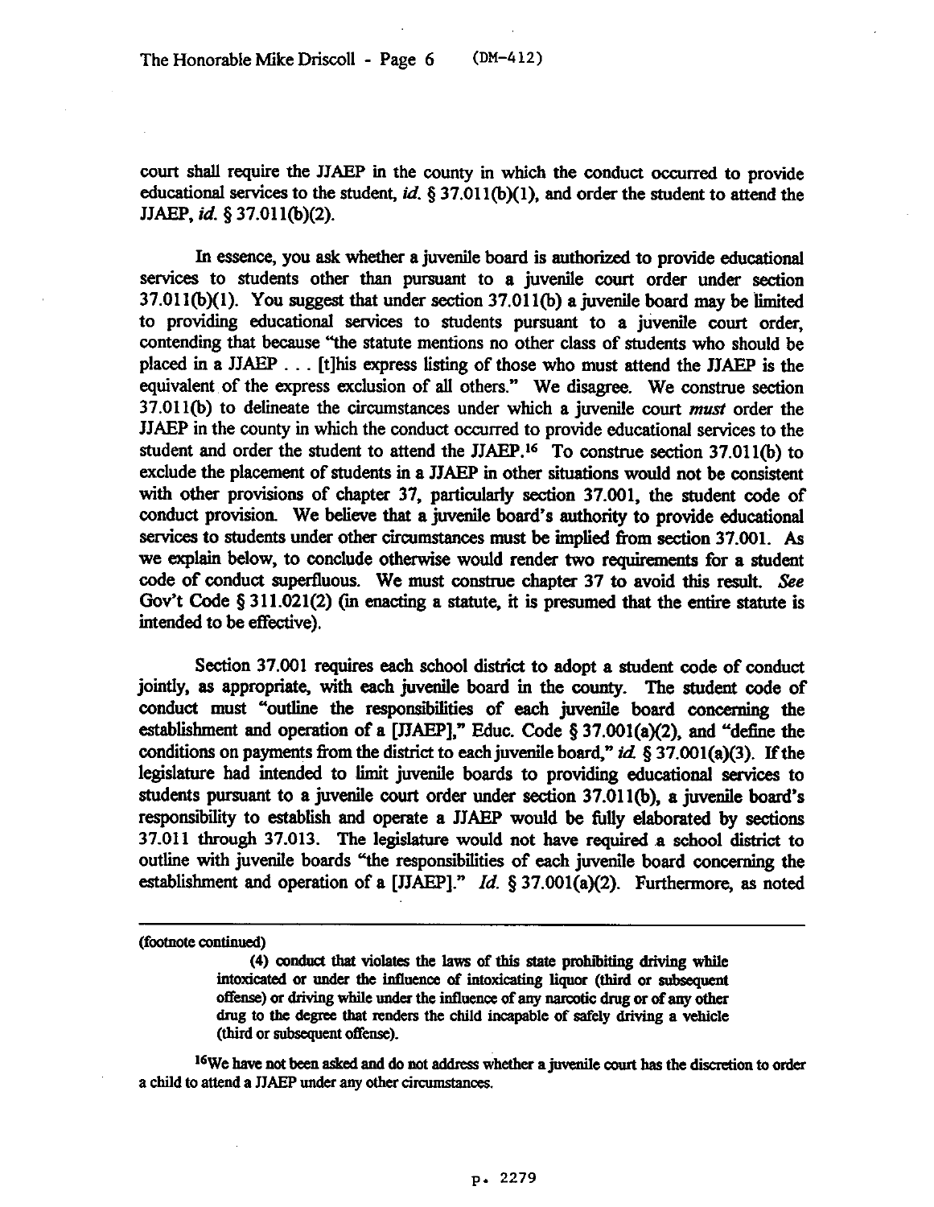court shall require the JJAEP in the county in which the conduct occurred to provide educational services to the student, *id.* § 37.011(b)(1), and order the student to attend the JJAEP, *id.* § 37.011(b)(2).

In essence, you ask whether a juvenile board is authorized to provide educational services to students other than pursuant to a juvenile court order under section 37.011(b)(1). You suggest that under section 37.011(b) a juvenile board may be limited to providing educational services to students pursuant to a juvenile court order, contending that because "the statute mentions no other class of students who should be placed in a JJAEP . . . [t]his express listing of those who must attend the JJAEP is the equivalent of the express exclusion of all others." We disagree. We construe section 37.011(b) to delineate the circumstances under which a juvenile court *must* order the JJAEP in the county in which the conduct occurred to provide educational services to the student and order the student to attend the JJAEP.[16] To construe section 37.011(b) to exclude the placement of students in a JJAEP in other situations would not be consistent with other provisions of chapter 37, particularly section 37.001, the student code of conduct provision. We believe that a juvenile board's authority to provide educational services to students under other circumstances must be implied from section 37.001. As we explain below, to conclude otherwise would render two requirements for a student code of conduct superfluous. We must construe chapter 37 to avoid this result. *See* Gov't Code § 311.021(2) (in enacting a statute, it is presumed that the entire statute is intended to be effective).

Section 37.001 requires each school district to adopt a student code of conduct jointly, as appropriate, with each juvenile board in the county. The student code of conduct must "outline the responsibilities of each juvenile board concerning the establishment and operation of a [JJAEP]," Educ. Code § 37.001(a)(2), and "define the conditions on payments from the district to each juvenile board," *id.* § 37.001(a)(3). If the legislature had intended to limit juvenile boards to providing educational services to students pursuant to a juvenile court order under section 37.011(b), a juvenile board's responsibility to establish and operate a JJAEP would be fully elaborated by sections 37.011 through 37.013. The legislature would not have required a school district to outline with juvenile boards "the responsibilities of each juvenile board concerning the establishment and operation of a [JJAEP]." *Id.* § 37.001(a)(2). Furthermore, as noted

---

(footnote continued)

> (4) conduct that violates the laws of this state prohibiting driving while intoxicated or under the influence of intoxicating liquor (third or subsequent offense) or driving while under the influence of any narcotic drug or of any other drug to the degree that renders the child incapable of safely driving a vehicle (third or subsequent offense).

[16] We have not been asked and do not address whether a juvenile court has the discretion to order a child to attend a JJAEP under any other circumstances.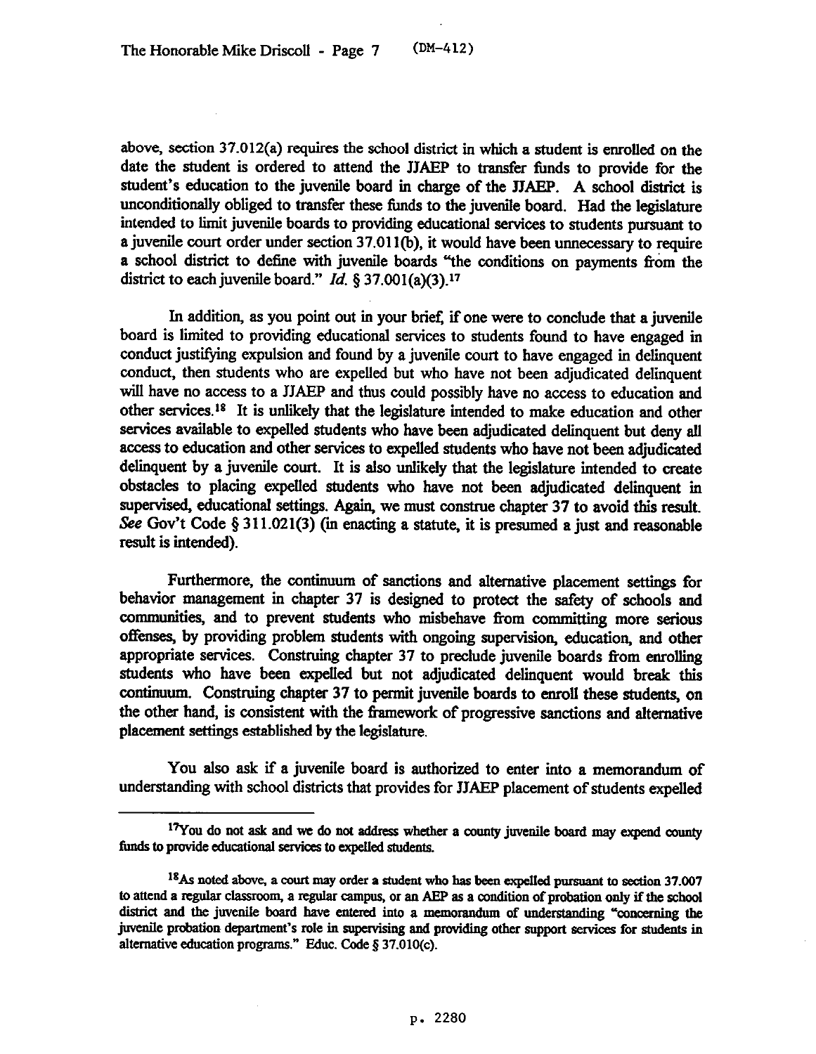above, section 37.012(a) requires the school district in which a student is enrolled on the date the student is ordered to attend the JJAEP to transfer funds to provide for the student's education to the juvenile board in charge of the JJAEP. A school district is unconditionally obliged to transfer these funds to the juvenile board. Had the legislature intended to limit juvenile boards to providing educational services to students pursuant to a juvenile court order under section 37.011(b), it would have been unnecessary to require a school district to define with juvenile boards "the conditions on payments from the district to each juvenile board." *Id.* § 37.001(a)(3).[17]

In addition, as you point out in your brief, if one were to conclude that a juvenile board is limited to providing educational services to students found to have engaged in conduct justifying expulsion and found by a juvenile court to have engaged in delinquent conduct, then students who are expelled but who have not been adjudicated delinquent will have no access to a JJAEP and thus could possibly have no access to education and other services.[18] It is unlikely that the legislature intended to make education and other services available to expelled students who have been adjudicated delinquent but deny all access to education and other services to expelled students who have not been adjudicated delinquent by a juvenile court. It is also unlikely that the legislature intended to create obstacles to placing expelled students who have not been adjudicated delinquent in supervised, educational settings. Again, we must construe chapter 37 to avoid this result. *See* Gov't Code § 311.021(3) (in enacting a statute, it is presumed a just and reasonable result is intended).

Furthermore, the continuum of sanctions and alternative placement settings for behavior management in chapter 37 is designed to protect the safety of schools and communities, and to prevent students who misbehave from committing more serious offenses, by providing problem students with ongoing supervision, education, and other appropriate services. Construing chapter 37 to preclude juvenile boards from enrolling students who have been expelled but not adjudicated delinquent would break this continuum. Construing chapter 37 to permit juvenile boards to enroll these students, on the other hand, is consistent with the framework of progressive sanctions and alternative placement settings established by the legislature.

You also ask if a juvenile board is authorized to enter into a memorandum of understanding with school districts that provides for JJAEP placement of students expelled

---

[17] You do not ask and we do not address whether a county juvenile board may expend county funds to provide educational services to expelled students.

[18] As noted above, a court may order a student who has been expelled pursuant to section 37.007 to attend a regular classroom, a regular campus, or an AEP as a condition of probation only if the school district and the juvenile board have entered into a memorandum of understanding "concerning the juvenile probation department's role in supervising and providing other support services for students in alternative education programs." Educ. Code § 37.010(c).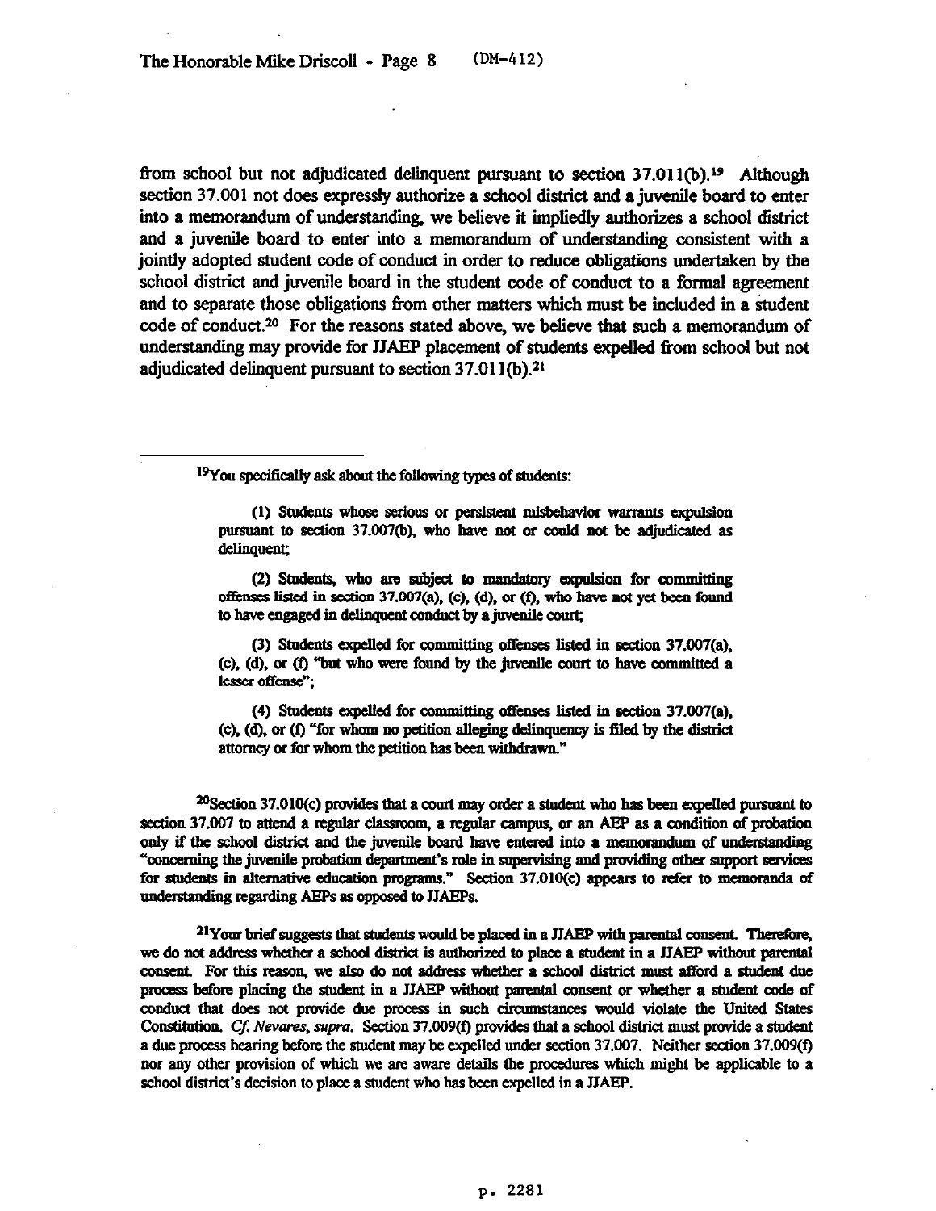from school but not adjudicated delinquent pursuant to section 37.011(b).[19] Although section 37.001 not does expressly authorize a school district and a juvenile board to enter into a memorandum of understanding, we believe it impliedly authorizes a school district and a juvenile board to enter into a memorandum of understanding consistent with a jointly adopted student code of conduct in order to reduce obligations undertaken by the school district and juvenile board in the student code of conduct to a formal agreement and to separate those obligations from other matters which must be included in a student code of conduct.[20] For the reasons stated above, we believe that such a memorandum of understanding may provide for JJAEP placement of students expelled from school but not adjudicated delinquent pursuant to section 37.011(b).[21]

---

[19]You specifically ask about the following types of students:

> (1) Students whose serious or persistent misbehavior warrants expulsion pursuant to section 37.007(b), who have not or could not be adjudicated as delinquent;
>
> (2) Students, who are subject to mandatory expulsion for committing offenses listed in section 37.007(a), (c), (d), or (f), who have not yet been found to have engaged in delinquent conduct by a juvenile court;
>
> (3) Students expelled for committing offenses listed in section 37.007(a), (c), (d), or (f) "but who were found by the juvenile court to have committed a lesser offense";
>
> (4) Students expelled for committing offenses listed in section 37.007(a), (c), (d), or (f) "for whom no petition alleging delinquency is filed by the district attorney or for whom the petition has been withdrawn."

[20]Section 37.010(c) provides that a court may order a student who has been expelled pursuant to section 37.007 to attend a regular classroom, a regular campus, or an AEP as a condition of probation only if the school district and the juvenile board have entered into a memorandum of understanding "concerning the juvenile probation department's role in supervising and providing other support services for students in alternative education programs." Section 37.010(c) appears to refer to memoranda of understanding regarding AEPs as opposed to JJAEPs.

[21]Your brief suggests that students would be placed in a JJAEP with parental consent. Therefore, we do not address whether a school district is authorized to place a student in a JJAEP without parental consent. For this reason, we also do not address whether a school district must afford a student due process before placing the student in a JJAEP without parental consent or whether a student code of conduct that does not provide due process in such circumstances would violate the United States Constitution. *Cf. Nevares*, *supra*. Section 37.009(f) provides that a school district must provide a student a due process hearing before the student may be expelled under section 37.007. Neither section 37.009(f) nor any other provision of which we are aware details the procedures which might be applicable to a school district's decision to place a student who has been expelled in a JJAEP.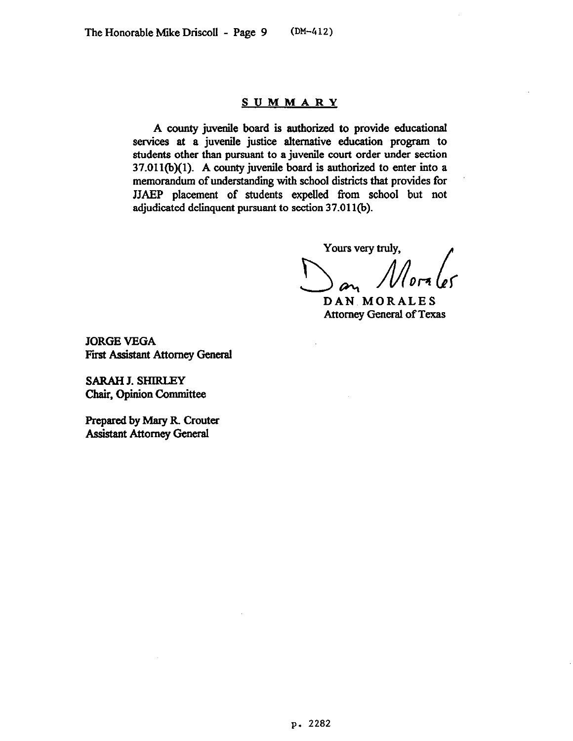## SUMMARY

A county juvenile board is authorized to provide educational services at a juvenile justice alternative education program to students other than pursuant to a juvenile court order under section 37.011(b)(1). A county juvenile board is authorized to enter into a memorandum of understanding with school districts that provides for JJAEP placement of students expelled from school but not adjudicated delinquent pursuant to section 37.011(b).

Yours very truly,

Dan Morales

DAN MORALES
Attorney General of Texas

JORGE VEGA
First Assistant Attorney General

SARAH J. SHIRLEY
Chair, Opinion Committee

Prepared by Mary R. Crouter
Assistant Attorney General